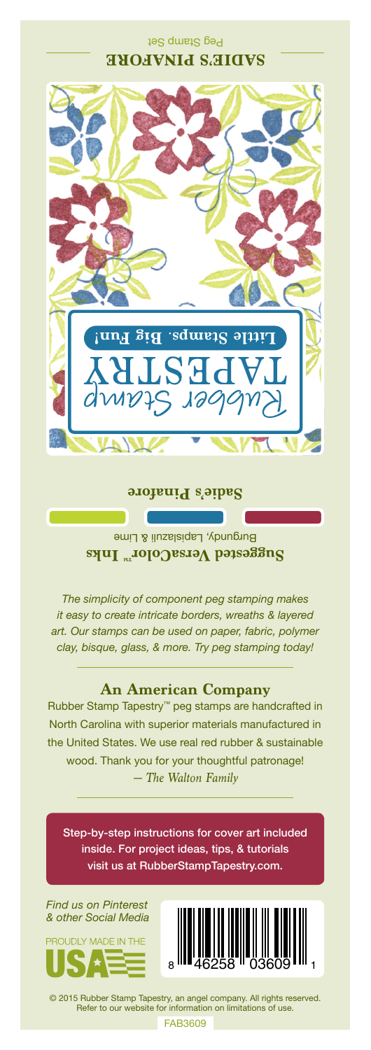**SADIE'S PINAFORE**

Peg Stamp Set

Rubber Stamp TAPESTRY

Little Stamps. Big Fun!

**Sadie's Pinafore**

**Suggested VersaColor™ Inks**

Burgundy, Lapislazuli & Lime

*The simplicity of component peg stamping makes it easy to create intricate borders, wreaths & layered art. Our stamps can be used on paper, fabric, polymer clay, bisque, glass, & more. Try peg stamping today!*

## An American Company

Rubber Stamp Tapestry™ peg stamps are handcrafted in North Carolina with superior materials manufactured in the United States. We use real red rubber & sustainable wood. Thank you for your thoughtful patronage!

*— The Walton Family*

Step-by-step instructions for cover art included inside. For project ideas, tips, & tutorials visit us at RubberStampTapestry.com.

*Find us on Pinterest & other Social Media*

PROUDLY MADE IN THE USA

8 46258 03609 1

© 2015 Rubber Stamp Tapestry, an angel company. All rights reserved. Refer to our website for information on limitations of use.

FAB3609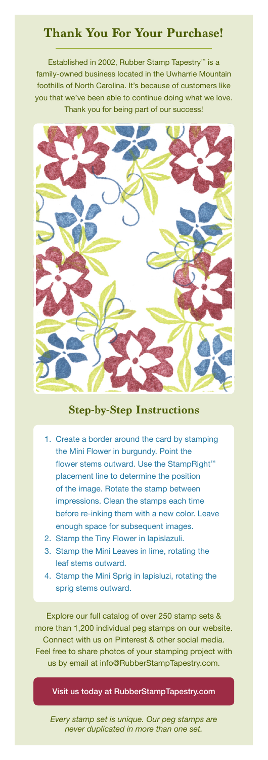## Thank You For Your Purchase!

Established in 2002, Rubber Stamp Tapestry™ is a family-owned business located in the Uwharrie Mountain foothills of North Carolina. It's because of customers like you that we've been able to continue doing what we love. Thank you for being part of our success!

## Step-by-Step Instructions

1. Create a border around the card by stamping the Mini Flower in burgundy. Point the flower stems outward. Use the StampRight™ placement line to determine the position of the image. Rotate the stamp between impressions. Clean the stamps each time before re-inking them with a new color. Leave enough space for subsequent images.
2. Stamp the Tiny Flower in lapislazuli.
3. Stamp the Mini Leaves in lime, rotating the leaf stems outward.
4. Stamp the Mini Sprig in lapisluzi, rotating the sprig stems outward.

Explore our full catalog of over 250 stamp sets & more than 1,200 individual peg stamps on our website. Connect with us on Pinterest & other social media. Feel free to share photos of your stamping project with us by email at info@RubberStampTapestry.com.

Visit us today at RubberStampTapestry.com

*Every stamp set is unique. Our peg stamps are never duplicated in more than one set.*